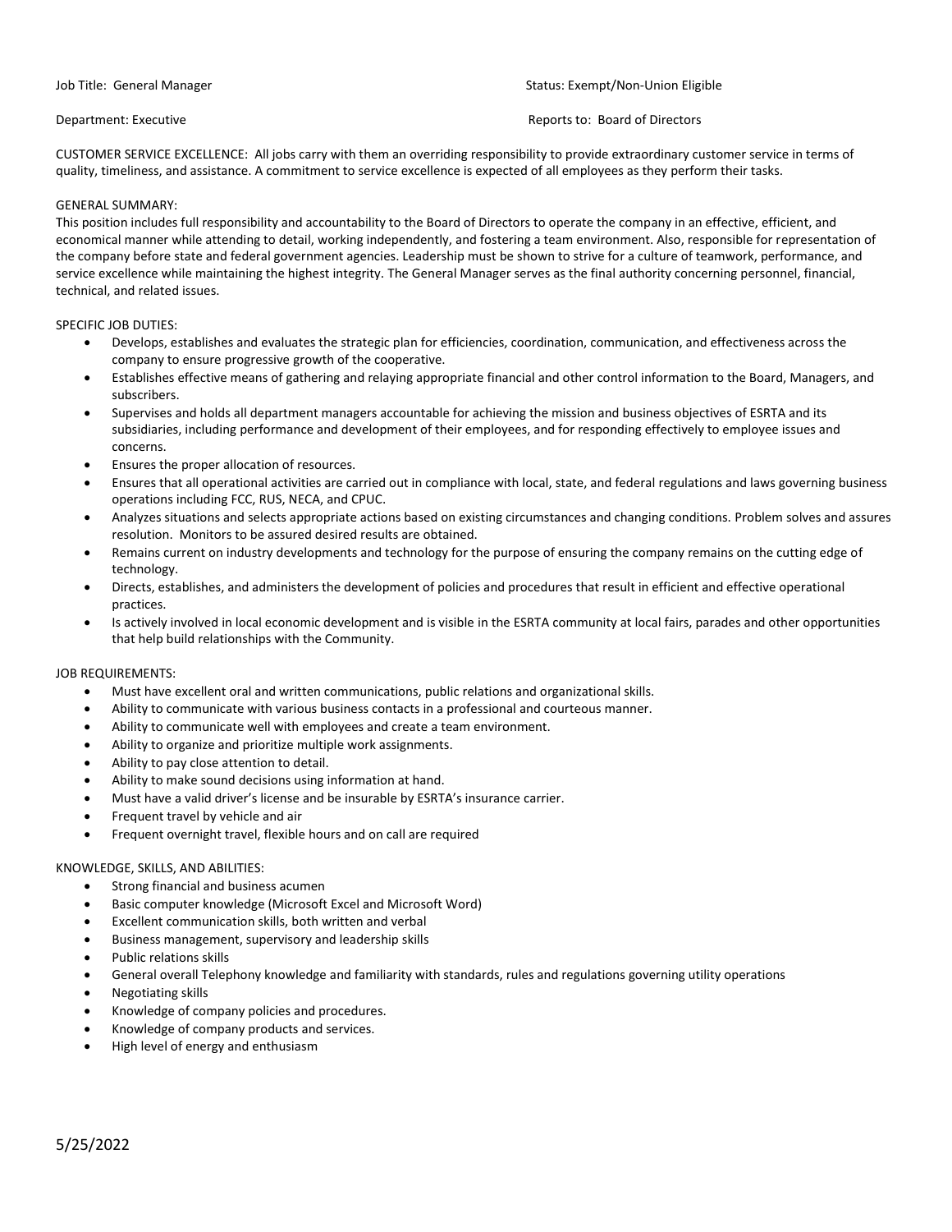Job Title: General Manager Status: Exempt/Non-Union Eligible

Department: Executive Reports to: Board of Directors

CUSTOMER SERVICE EXCELLENCE: All jobs carry with them an overriding responsibility to provide extraordinary customer service in terms of quality, timeliness, and assistance. A commitment to service excellence is expected of all employees as they perform their tasks.

GENERAL SUMMARY:

This position includes full responsibility and accountability to the Board of Directors to operate the company in an effective, efficient, and economical manner while attending to detail, working independently, and fostering a team environment. Also, responsible for representation of the company before state and federal government agencies. Leadership must be shown to strive for a culture of teamwork, performance, and service excellence while maintaining the highest integrity. The General Manager serves as the final authority concerning personnel, financial, technical, and related issues.

SPECIFIC JOB DUTIES:

- Develops, establishes and evaluates the strategic plan for efficiencies, coordination, communication, and effectiveness across the company to ensure progressive growth of the cooperative.
- Establishes effective means of gathering and relaying appropriate financial and other control information to the Board, Managers, and subscribers.
- Supervises and holds all department managers accountable for achieving the mission and business objectives of ESRTA and its subsidiaries, including performance and development of their employees, and for responding effectively to employee issues and concerns.
- Ensures the proper allocation of resources.
- Ensures that all operational activities are carried out in compliance with local, state, and federal regulations and laws governing business operations including FCC, RUS, NECA, and CPUC.
- Analyzes situations and selects appropriate actions based on existing circumstances and changing conditions. Problem solves and assures resolution. Monitors to be assured desired results are obtained.
- Remains current on industry developments and technology for the purpose of ensuring the company remains on the cutting edge of technology.
- Directs, establishes, and administers the development of policies and procedures that result in efficient and effective operational practices.
- Is actively involved in local economic development and is visible in the ESRTA community at local fairs, parades and other opportunities that help build relationships with the Community.

JOB REQUIREMENTS:

- Must have excellent oral and written communications, public relations and organizational skills.
- Ability to communicate with various business contacts in a professional and courteous manner.
- Ability to communicate well with employees and create a team environment.
- Ability to organize and prioritize multiple work assignments.
- Ability to pay close attention to detail.
- Ability to make sound decisions using information at hand.
- Must have a valid driver's license and be insurable by ESRTA's insurance carrier.
- Frequent travel by vehicle and air
- Frequent overnight travel, flexible hours and on call are required

KNOWLEDGE, SKILLS, AND ABILITIES:

- Strong financial and business acumen
- Basic computer knowledge (Microsoft Excel and Microsoft Word)
- Excellent communication skills, both written and verbal
- Business management, supervisory and leadership skills
- Public relations skills
- General overall Telephony knowledge and familiarity with standards, rules and regulations governing utility operations
- Negotiating skills
- Knowledge of company policies and procedures.
- Knowledge of company products and services.
- High level of energy and enthusiasm

5/25/2022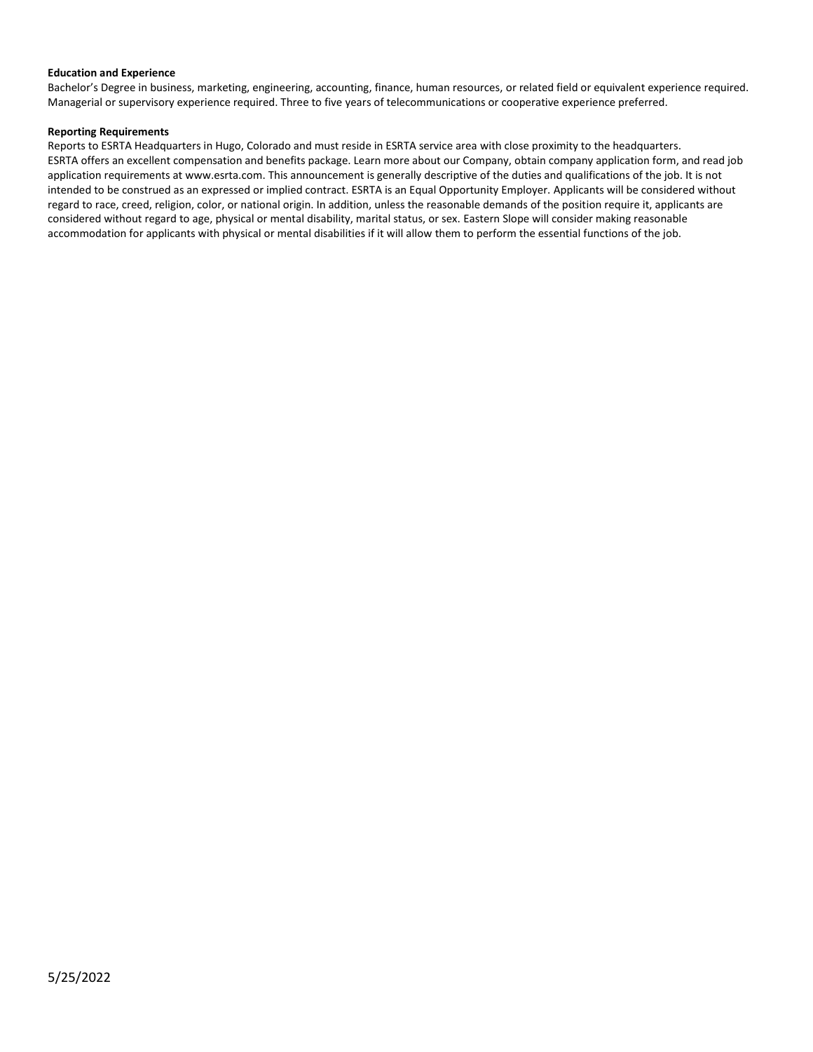**Education and Experience**

Bachelor's Degree in business, marketing, engineering, accounting, finance, human resources, or related field or equivalent experience required. Managerial or supervisory experience required. Three to five years of telecommunications or cooperative experience preferred.

**Reporting Requirements**

Reports to ESRTA Headquarters in Hugo, Colorado and must reside in ESRTA service area with close proximity to the headquarters.
ESRTA offers an excellent compensation and benefits package. Learn more about our Company, obtain company application form, and read job application requirements at www.esrta.com. This announcement is generally descriptive of the duties and qualifications of the job. It is not intended to be construed as an expressed or implied contract. ESRTA is an Equal Opportunity Employer. Applicants will be considered without regard to race, creed, religion, color, or national origin. In addition, unless the reasonable demands of the position require it, applicants are considered without regard to age, physical or mental disability, marital status, or sex. Eastern Slope will consider making reasonable accommodation for applicants with physical or mental disabilities if it will allow them to perform the essential functions of the job.

5/25/2022